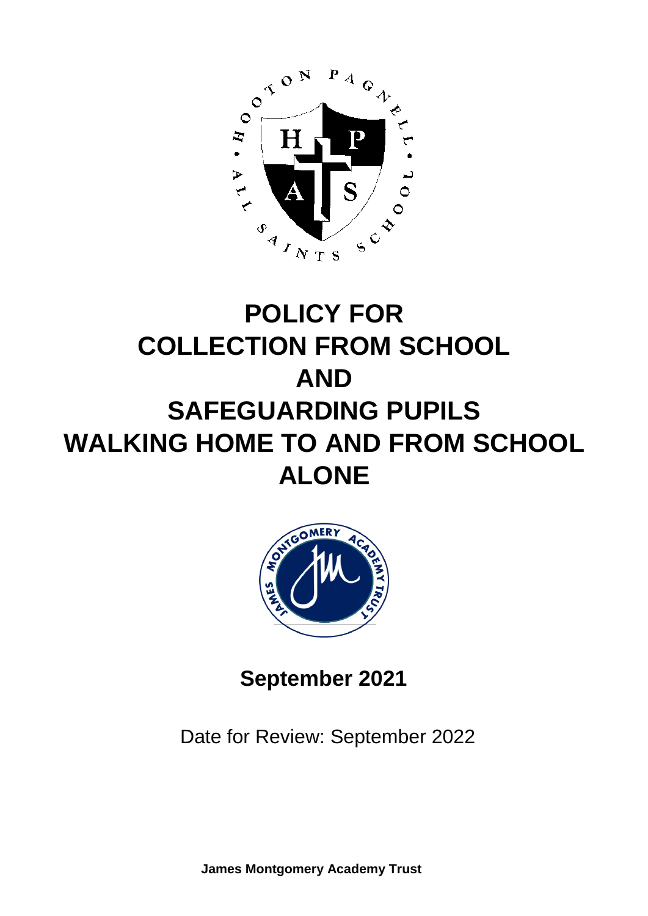# POLICY FOR COLLECTION FROM SCHOOL AND SAFEGUARDING PUPILS WALKING HOME TO AND FROM SCHOOL ALONE

**September 2021**

Date for Review: September 2022

**James Montgomery Academy Trust**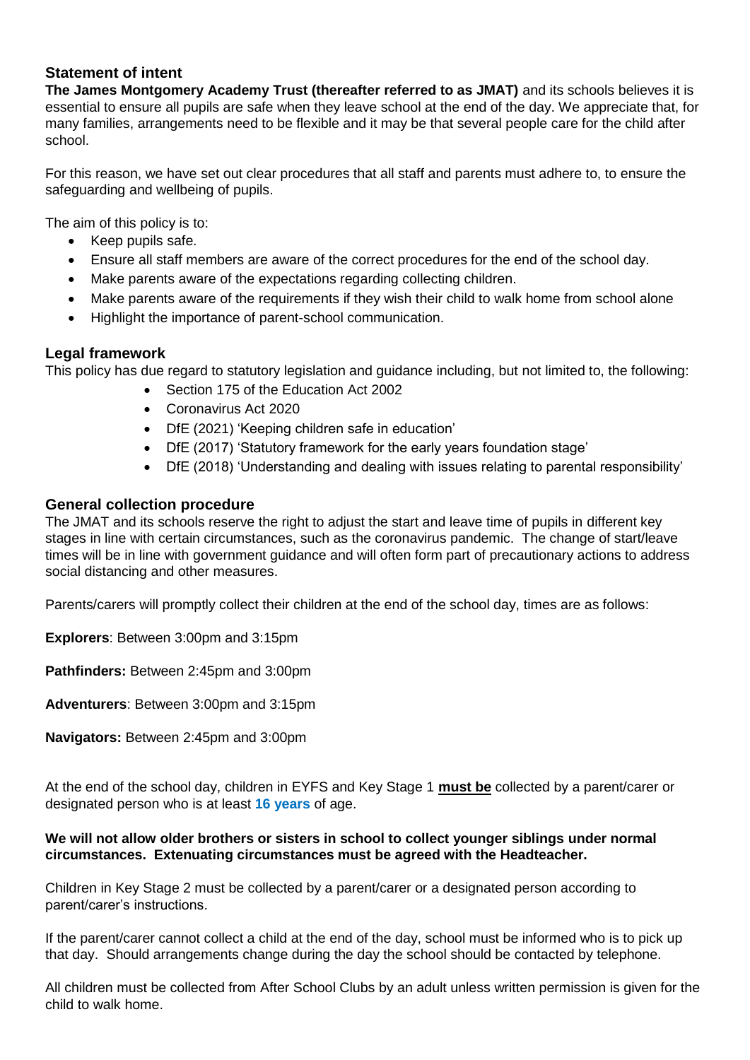## Statement of intent

**The James Montgomery Academy Trust (thereafter referred to as JMAT)** and its schools believes it is essential to ensure all pupils are safe when they leave school at the end of the day. We appreciate that, for many families, arrangements need to be flexible and it may be that several people care for the child after school.

For this reason, we have set out clear procedures that all staff and parents must adhere to, to ensure the safeguarding and wellbeing of pupils.

The aim of this policy is to:

- Keep pupils safe.
- Ensure all staff members are aware of the correct procedures for the end of the school day.
- Make parents aware of the expectations regarding collecting children.
- Make parents aware of the requirements if they wish their child to walk home from school alone
- Highlight the importance of parent-school communication.

## Legal framework

This policy has due regard to statutory legislation and guidance including, but not limited to, the following:

- Section 175 of the Education Act 2002
- Coronavirus Act 2020
- DfE (2021) 'Keeping children safe in education'
- DfE (2017) 'Statutory framework for the early years foundation stage'
- DfE (2018) 'Understanding and dealing with issues relating to parental responsibility'

## General collection procedure

The JMAT and its schools reserve the right to adjust the start and leave time of pupils in different key stages in line with certain circumstances, such as the coronavirus pandemic. The change of start/leave times will be in line with government guidance and will often form part of precautionary actions to address social distancing and other measures.

Parents/carers will promptly collect their children at the end of the school day, times are as follows:

**Explorers**: Between 3:00pm and 3:15pm

**Pathfinders:** Between 2:45pm and 3:00pm

**Adventurers**: Between 3:00pm and 3:15pm

**Navigators:** Between 2:45pm and 3:00pm

At the end of the school day, children in EYFS and Key Stage 1 **must be** collected by a parent/carer or designated person who is at least **16 years** of age.

**We will not allow older brothers or sisters in school to collect younger siblings under normal circumstances. Extenuating circumstances must be agreed with the Headteacher.**

Children in Key Stage 2 must be collected by a parent/carer or a designated person according to parent/carer's instructions.

If the parent/carer cannot collect a child at the end of the day, school must be informed who is to pick up that day. Should arrangements change during the day the school should be contacted by telephone.

All children must be collected from After School Clubs by an adult unless written permission is given for the child to walk home.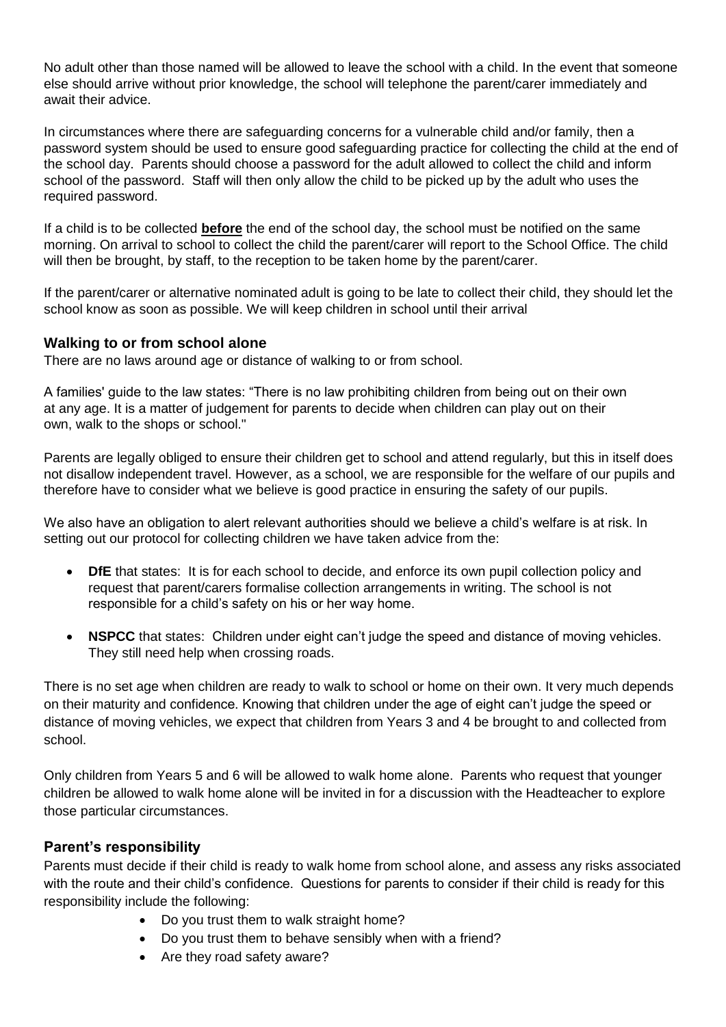No adult other than those named will be allowed to leave the school with a child. In the event that someone else should arrive without prior knowledge, the school will telephone the parent/carer immediately and await their advice.

In circumstances where there are safeguarding concerns for a vulnerable child and/or family, then a password system should be used to ensure good safeguarding practice for collecting the child at the end of the school day. Parents should choose a password for the adult allowed to collect the child and inform school of the password. Staff will then only allow the child to be picked up by the adult who uses the required password.

If a child is to be collected **before** the end of the school day, the school must be notified on the same morning. On arrival to school to collect the child the parent/carer will report to the School Office. The child will then be brought, by staff, to the reception to be taken home by the parent/carer.

If the parent/carer or alternative nominated adult is going to be late to collect their child, they should let the school know as soon as possible. We will keep children in school until their arrival

### Walking to or from school alone

There are no laws around age or distance of walking to or from school.

A families' guide to the law states: "There is no law prohibiting children from being out on their own at any age. It is a matter of judgement for parents to decide when children can play out on their own, walk to the shops or school."

Parents are legally obliged to ensure their children get to school and attend regularly, but this in itself does not disallow independent travel. However, as a school, we are responsible for the welfare of our pupils and therefore have to consider what we believe is good practice in ensuring the safety of our pupils.

We also have an obligation to alert relevant authorities should we believe a child's welfare is at risk. In setting out our protocol for collecting children we have taken advice from the:

- **DfE** that states: It is for each school to decide, and enforce its own pupil collection policy and request that parent/carers formalise collection arrangements in writing. The school is not responsible for a child's safety on his or her way home.
- **NSPCC** that states: Children under eight can't judge the speed and distance of moving vehicles. They still need help when crossing roads.

There is no set age when children are ready to walk to school or home on their own. It very much depends on their maturity and confidence. Knowing that children under the age of eight can't judge the speed or distance of moving vehicles, we expect that children from Years 3 and 4 be brought to and collected from school.

Only children from Years 5 and 6 will be allowed to walk home alone. Parents who request that younger children be allowed to walk home alone will be invited in for a discussion with the Headteacher to explore those particular circumstances.

### Parent's responsibility

Parents must decide if their child is ready to walk home from school alone, and assess any risks associated with the route and their child's confidence. Questions for parents to consider if their child is ready for this responsibility include the following:

- Do you trust them to walk straight home?
- Do you trust them to behave sensibly when with a friend?
- Are they road safety aware?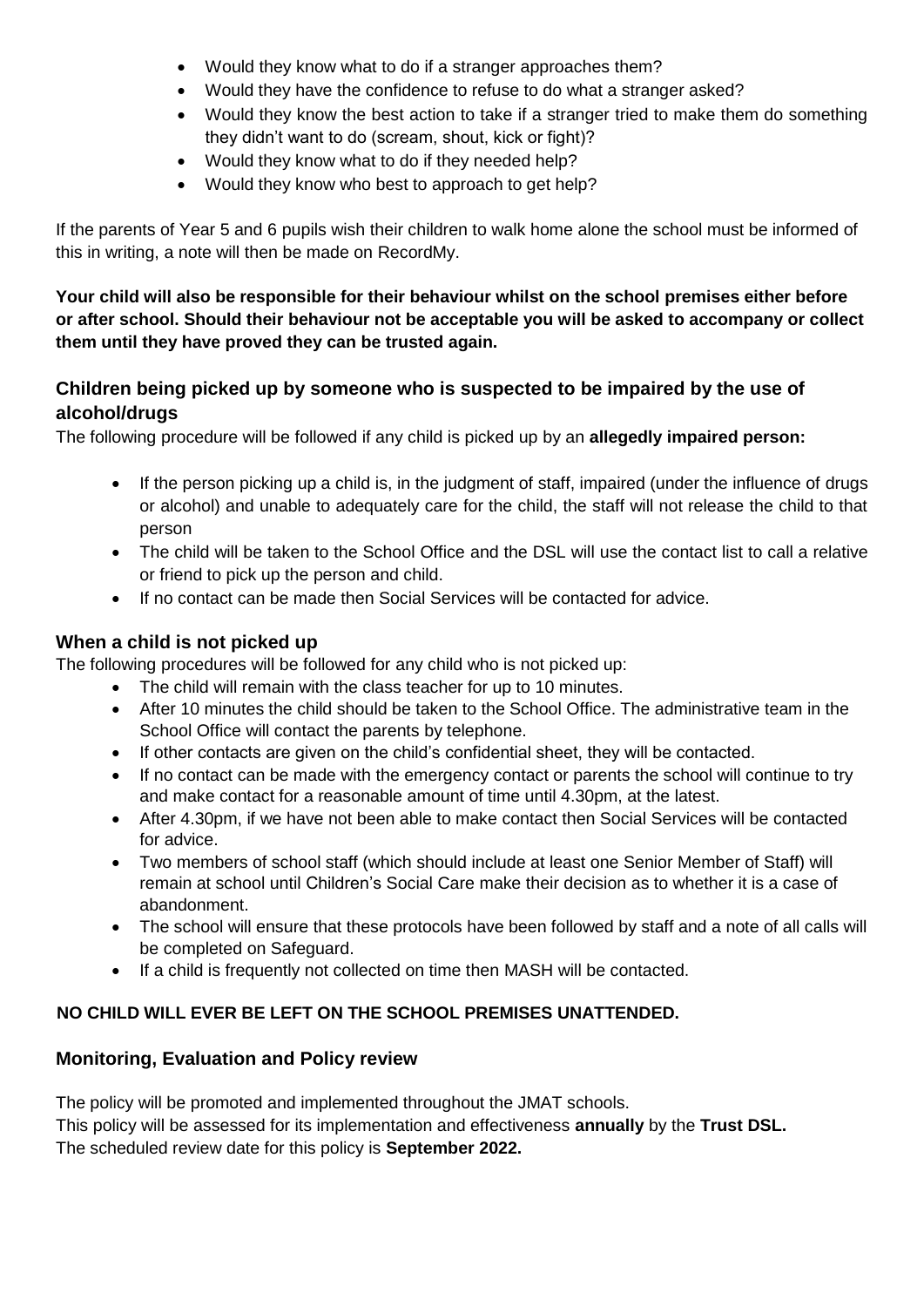- Would they know what to do if a stranger approaches them?
- Would they have the confidence to refuse to do what a stranger asked?
- Would they know the best action to take if a stranger tried to make them do something they didn't want to do (scream, shout, kick or fight)?
- Would they know what to do if they needed help?
- Would they know who best to approach to get help?

If the parents of Year 5 and 6 pupils wish their children to walk home alone the school must be informed of this in writing, a note will then be made on RecordMy.

**Your child will also be responsible for their behaviour whilst on the school premises either before or after school. Should their behaviour not be acceptable you will be asked to accompany or collect them until they have proved they can be trusted again.**

## Children being picked up by someone who is suspected to be impaired by the use of alcohol/drugs

The following procedure will be followed if any child is picked up by an **allegedly impaired person:**

- If the person picking up a child is, in the judgment of staff, impaired (under the influence of drugs or alcohol) and unable to adequately care for the child, the staff will not release the child to that person
- The child will be taken to the School Office and the DSL will use the contact list to call a relative or friend to pick up the person and child.
- If no contact can be made then Social Services will be contacted for advice.

## When a child is not picked up

The following procedures will be followed for any child who is not picked up:

- The child will remain with the class teacher for up to 10 minutes.
- After 10 minutes the child should be taken to the School Office. The administrative team in the School Office will contact the parents by telephone.
- If other contacts are given on the child's confidential sheet, they will be contacted.
- If no contact can be made with the emergency contact or parents the school will continue to try and make contact for a reasonable amount of time until 4.30pm, at the latest.
- After 4.30pm, if we have not been able to make contact then Social Services will be contacted for advice.
- Two members of school staff (which should include at least one Senior Member of Staff) will remain at school until Children's Social Care make their decision as to whether it is a case of abandonment.
- The school will ensure that these protocols have been followed by staff and a note of all calls will be completed on Safeguard.
- If a child is frequently not collected on time then MASH will be contacted.

**NO CHILD WILL EVER BE LEFT ON THE SCHOOL PREMISES UNATTENDED.**

## Monitoring, Evaluation and Policy review

The policy will be promoted and implemented throughout the JMAT schools.
This policy will be assessed for its implementation and effectiveness **annually** by the **Trust DSL.**
The scheduled review date for this policy is **September 2022.**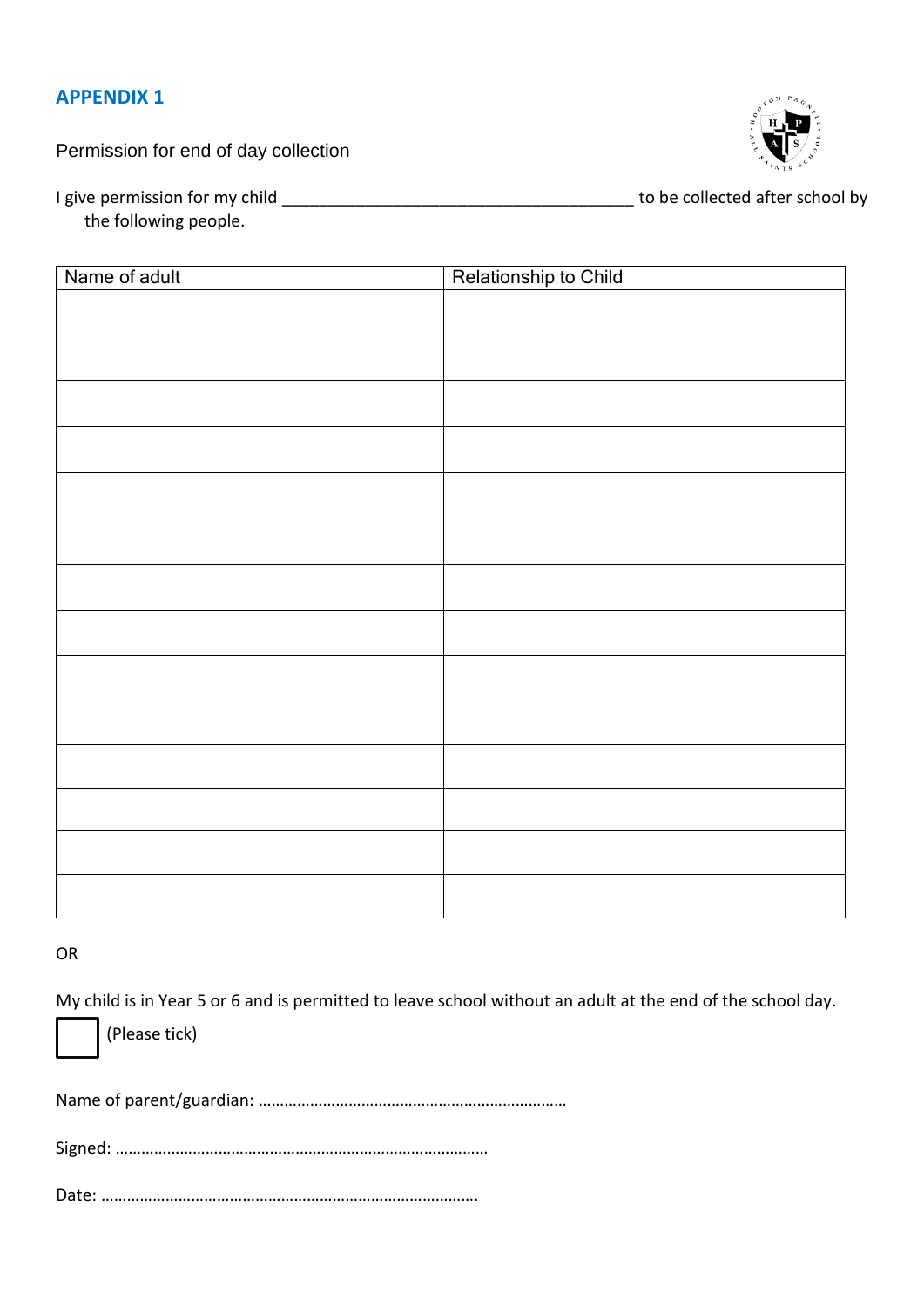## APPENDIX 1

Permission for end of day collection

I give permission for my child ______________________________________ to be collected after school by the following people.

| Name of adult | Relationship to Child |
|---|---|
| | |
| | |
| | |
| | |
| | |
| | |
| | |
| | |
| | |
| | |
| | |
| | |
| | |
| | |

OR

My child is in Year 5 or 6 and is permitted to leave school without an adult at the end of the school day.

☐ (Please tick)

Name of parent/guardian: ……………………………………………………………

Signed: ……………………………………………………………………………

Date: ……………………………………………………………………………